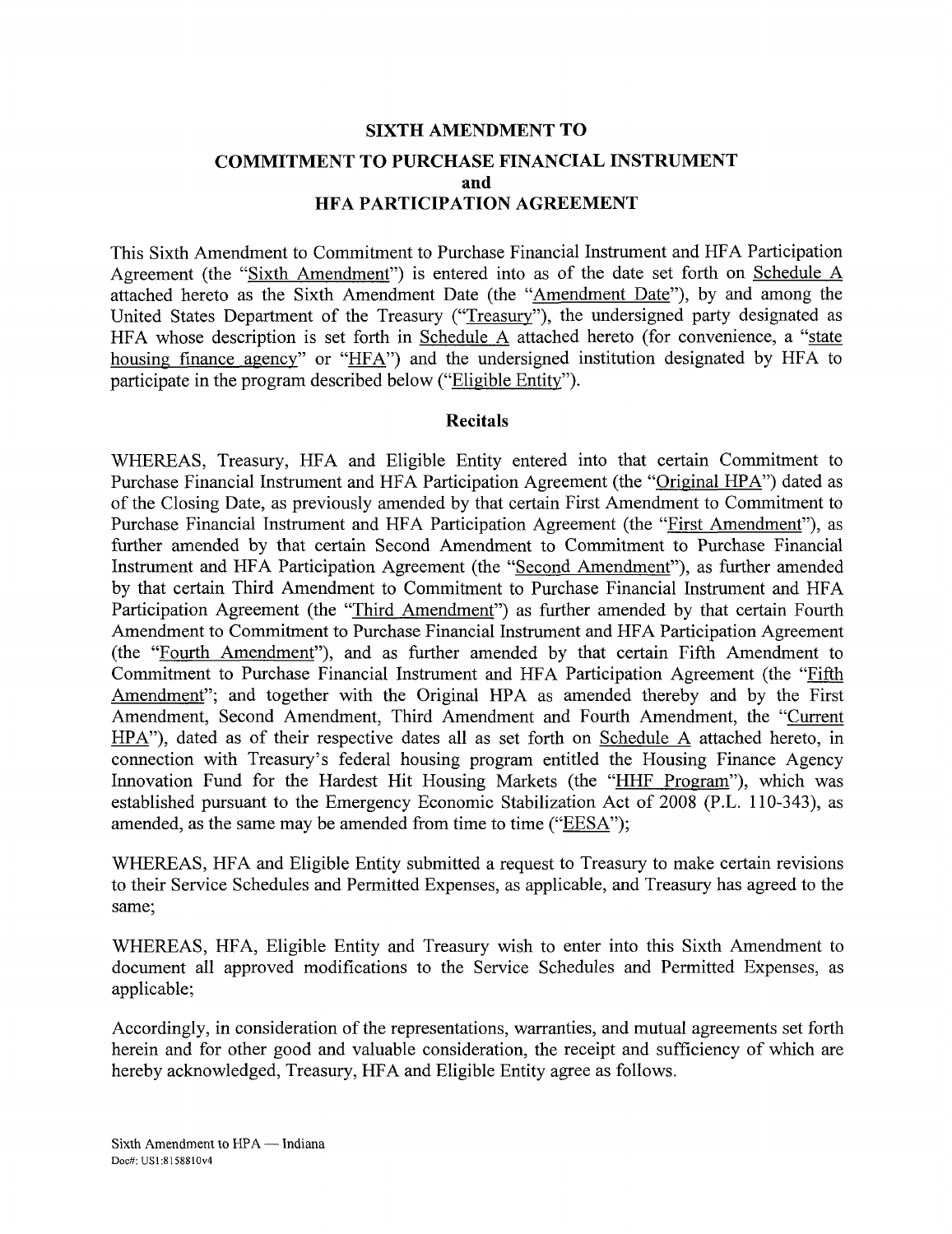# SIXTH AMENDMENT TO
# COMMITMENT TO PURCHASE FINANCIAL INSTRUMENT
# and
# HFA PARTICIPATION AGREEMENT

This Sixth Amendment to Commitment to Purchase Financial Instrument and HFA Participation Agreement (the "Sixth Amendment") is entered into as of the date set forth on Schedule A attached hereto as the Sixth Amendment Date (the "Amendment Date"), by and among the United States Department of the Treasury ("Treasury"), the undersigned party designated as HFA whose description is set forth in Schedule A attached hereto (for convenience, a "state housing finance agency" or "HFA") and the undersigned institution designated by HFA to participate in the program described below ("Eligible Entity").

## Recitals

WHEREAS, Treasury, HFA and Eligible Entity entered into that certain Commitment to Purchase Financial Instrument and HFA Participation Agreement (the "Original HPA") dated as of the Closing Date, as previously amended by that certain First Amendment to Commitment to Purchase Financial Instrument and HFA Participation Agreement (the "First Amendment"), as further amended by that certain Second Amendment to Commitment to Purchase Financial Instrument and HFA Participation Agreement (the "Second Amendment"), as further amended by that certain Third Amendment to Commitment to Purchase Financial Instrument and HFA Participation Agreement (the "Third Amendment") as further amended by that certain Fourth Amendment to Commitment to Purchase Financial Instrument and HFA Participation Agreement (the "Fourth Amendment"), and as further amended by that certain Fifth Amendment to Commitment to Purchase Financial Instrument and HFA Participation Agreement (the "Fifth Amendment"; and together with the Original HPA as amended thereby and by the First Amendment, Second Amendment, Third Amendment and Fourth Amendment, the "Current HPA"), dated as of their respective dates all as set forth on Schedule A attached hereto, in connection with Treasury's federal housing program entitled the Housing Finance Agency Innovation Fund for the Hardest Hit Housing Markets (the "HHF Program"), which was established pursuant to the Emergency Economic Stabilization Act of 2008 (P.L. 110-343), as amended, as the same may be amended from time to time ("EESA");

WHEREAS, HFA and Eligible Entity submitted a request to Treasury to make certain revisions to their Service Schedules and Permitted Expenses, as applicable, and Treasury has agreed to the same;

WHEREAS, HFA, Eligible Entity and Treasury wish to enter into this Sixth Amendment to document all approved modifications to the Service Schedules and Permitted Expenses, as applicable;

Accordingly, in consideration of the representations, warranties, and mutual agreements set forth herein and for other good and valuable consideration, the receipt and sufficiency of which are hereby acknowledged, Treasury, HFA and Eligible Entity agree as follows.

Sixth Amendment to HPA — Indiana
Doc#: US1:8158810v4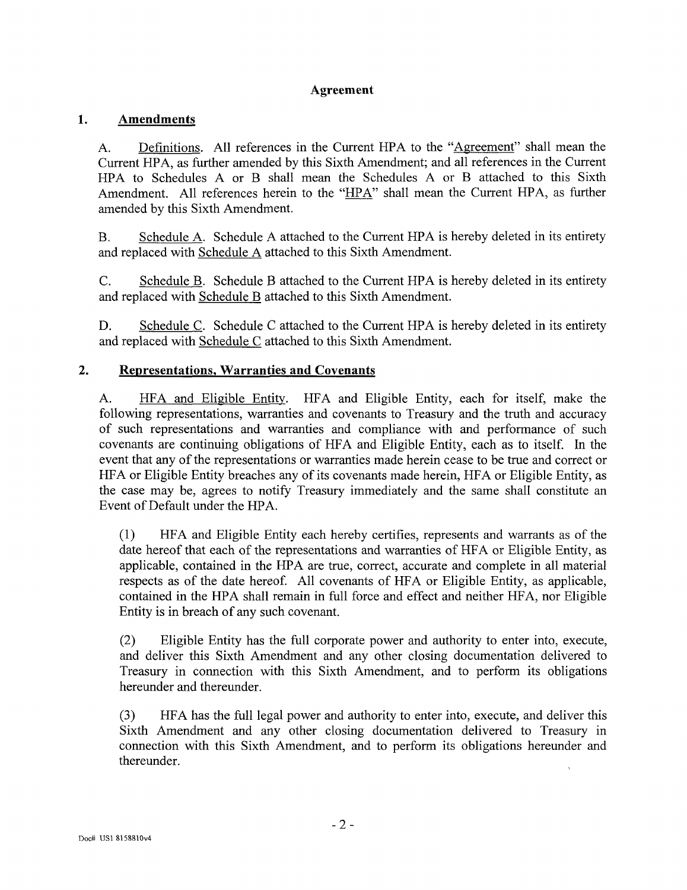## Agreement

### 1. Amendments

A. Definitions. All references in the Current HPA to the "Agreement" shall mean the Current HPA, as further amended by this Sixth Amendment; and all references in the Current HPA to Schedules A or B shall mean the Schedules A or B attached to this Sixth Amendment. All references herein to the "HPA" shall mean the Current HPA, as further amended by this Sixth Amendment.

B. Schedule A. Schedule A attached to the Current HPA is hereby deleted in its entirety and replaced with Schedule A attached to this Sixth Amendment.

C. Schedule B. Schedule B attached to the Current HPA is hereby deleted in its entirety and replaced with Schedule B attached to this Sixth Amendment.

D. Schedule C. Schedule C attached to the Current HPA is hereby deleted in its entirety and replaced with Schedule C attached to this Sixth Amendment.

### 2. Representations, Warranties and Covenants

A. HFA and Eligible Entity. HFA and Eligible Entity, each for itself, make the following representations, warranties and covenants to Treasury and the truth and accuracy of such representations and warranties and compliance with and performance of such covenants are continuing obligations of HFA and Eligible Entity, each as to itself. In the event that any of the representations or warranties made herein cease to be true and correct or HFA or Eligible Entity breaches any of its covenants made herein, HFA or Eligible Entity, as the case may be, agrees to notify Treasury immediately and the same shall constitute an Event of Default under the HPA.

(1) HFA and Eligible Entity each hereby certifies, represents and warrants as of the date hereof that each of the representations and warranties of HFA or Eligible Entity, as applicable, contained in the HPA are true, correct, accurate and complete in all material respects as of the date hereof. All covenants of HFA or Eligible Entity, as applicable, contained in the HPA shall remain in full force and effect and neither HFA, nor Eligible Entity is in breach of any such covenant.

(2) Eligible Entity has the full corporate power and authority to enter into, execute, and deliver this Sixth Amendment and any other closing documentation delivered to Treasury in connection with this Sixth Amendment, and to perform its obligations hereunder and thereunder.

(3) HFA has the full legal power and authority to enter into, execute, and deliver this Sixth Amendment and any other closing documentation delivered to Treasury in connection with this Sixth Amendment, and to perform its obligations hereunder and thereunder.

Doc# US1 8158810v4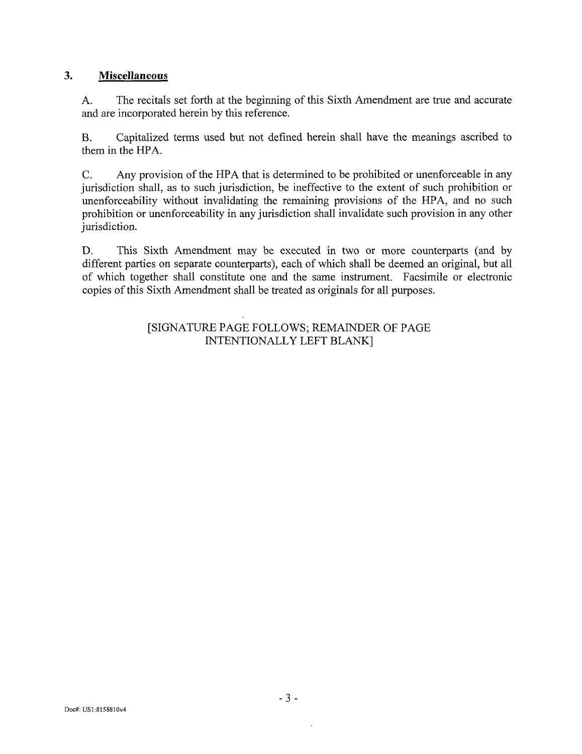## 3. **Miscellaneous**

A. The recitals set forth at the beginning of this Sixth Amendment are true and accurate and are incorporated herein by this reference.

B. Capitalized terms used but not defined herein shall have the meanings ascribed to them in the HPA.

C. Any provision of the HPA that is determined to be prohibited or unenforceable in any jurisdiction shall, as to such jurisdiction, be ineffective to the extent of such prohibition or unenforceability without invalidating the remaining provisions of the HPA, and no such prohibition or unenforceability in any jurisdiction shall invalidate such provision in any other jurisdiction.

D. This Sixth Amendment may be executed in two or more counterparts (and by different parties on separate counterparts), each of which shall be deemed an original, but all of which together shall constitute one and the same instrument. Facsimile or electronic copies of this Sixth Amendment shall be treated as originals for all purposes.

[SIGNATURE PAGE FOLLOWS; REMAINDER OF PAGE INTENTIONALLY LEFT BLANK]

Doc#: US1:8158810v4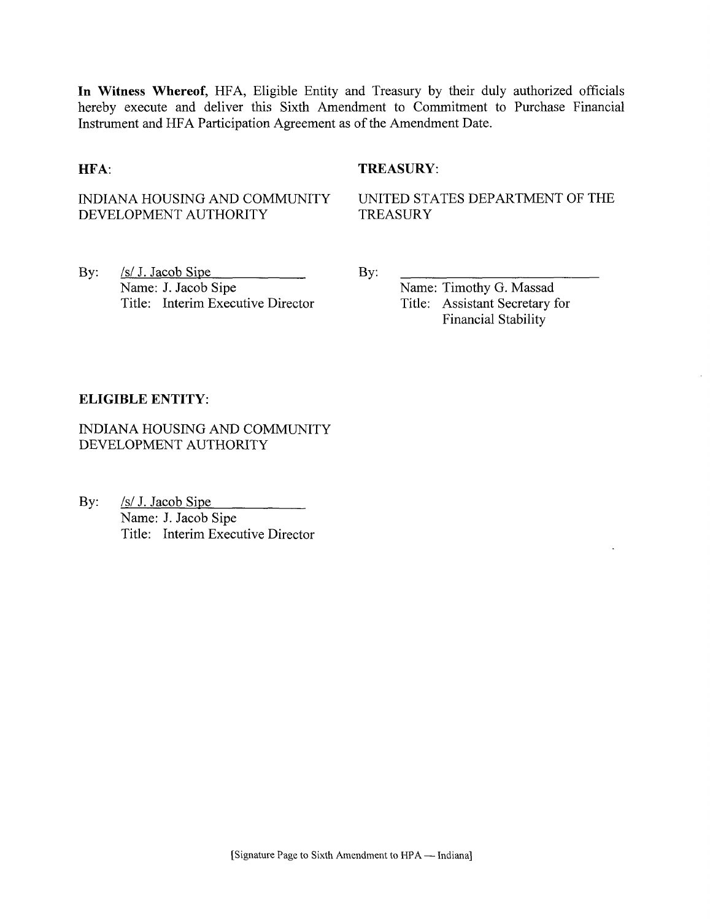**In Witness Whereof,** HFA, Eligible Entity and Treasury by their duly authorized officials hereby execute and deliver this Sixth Amendment to Commitment to Purchase Financial Instrument and HFA Participation Agreement as of the Amendment Date.

**HFA:**

INDIANA HOUSING AND COMMUNITY DEVELOPMENT AUTHORITY

By: /s/ J. Jacob Sipe
Name: J. Jacob Sipe
Title: Interim Executive Director

**TREASURY:**

UNITED STATES DEPARTMENT OF THE TREASURY

By: ______________________
Name: Timothy G. Massad
Title: Assistant Secretary for Financial Stability

**ELIGIBLE ENTITY:**

INDIANA HOUSING AND COMMUNITY DEVELOPMENT AUTHORITY

By: /s/ J. Jacob Sipe
Name: J. Jacob Sipe
Title: Interim Executive Director

[Signature Page to Sixth Amendment to HPA — Indiana]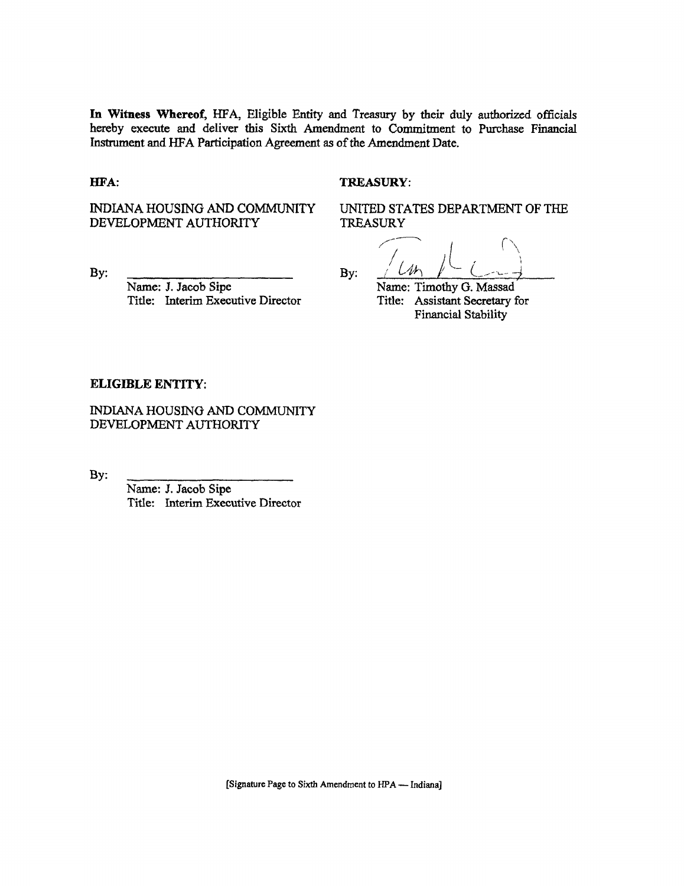**In Witness Whereof,** HFA, Eligible Entity and Treasury by their duly authorized officials hereby execute and deliver this Sixth Amendment to Commitment to Purchase Financial Instrument and HFA Participation Agreement as of the Amendment Date.

**HFA:**

INDIANA HOUSING AND COMMUNITY DEVELOPMENT AUTHORITY

By: ________________________

Name: J. Jacob Sipe
Title: Interim Executive Director

**TREASURY:**

UNITED STATES DEPARTMENT OF THE TREASURY

By: ________________________

Name: Timothy G. Massad
Title: Assistant Secretary for Financial Stability

**ELIGIBLE ENTITY:**

INDIANA HOUSING AND COMMUNITY DEVELOPMENT AUTHORITY

By: ________________________

Name: J. Jacob Sipe
Title: Interim Executive Director

[Signature Page to Sixth Amendment to HPA — Indiana]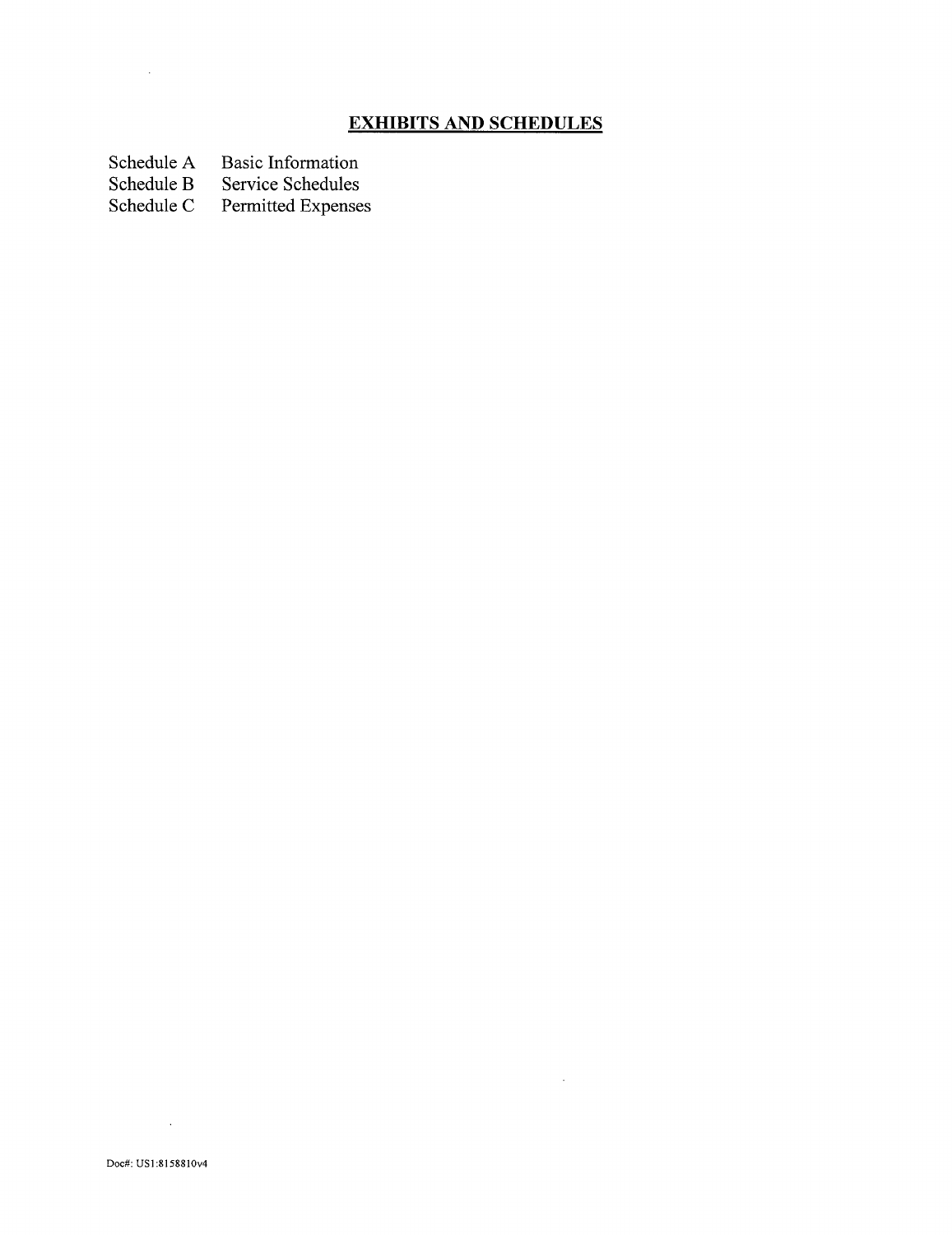## EXHIBITS AND SCHEDULES

| | |
|---|---|
| Schedule A | Basic Information |
| Schedule B | Service Schedules |
| Schedule C | Permitted Expenses |

Doc#: US1:8158810v4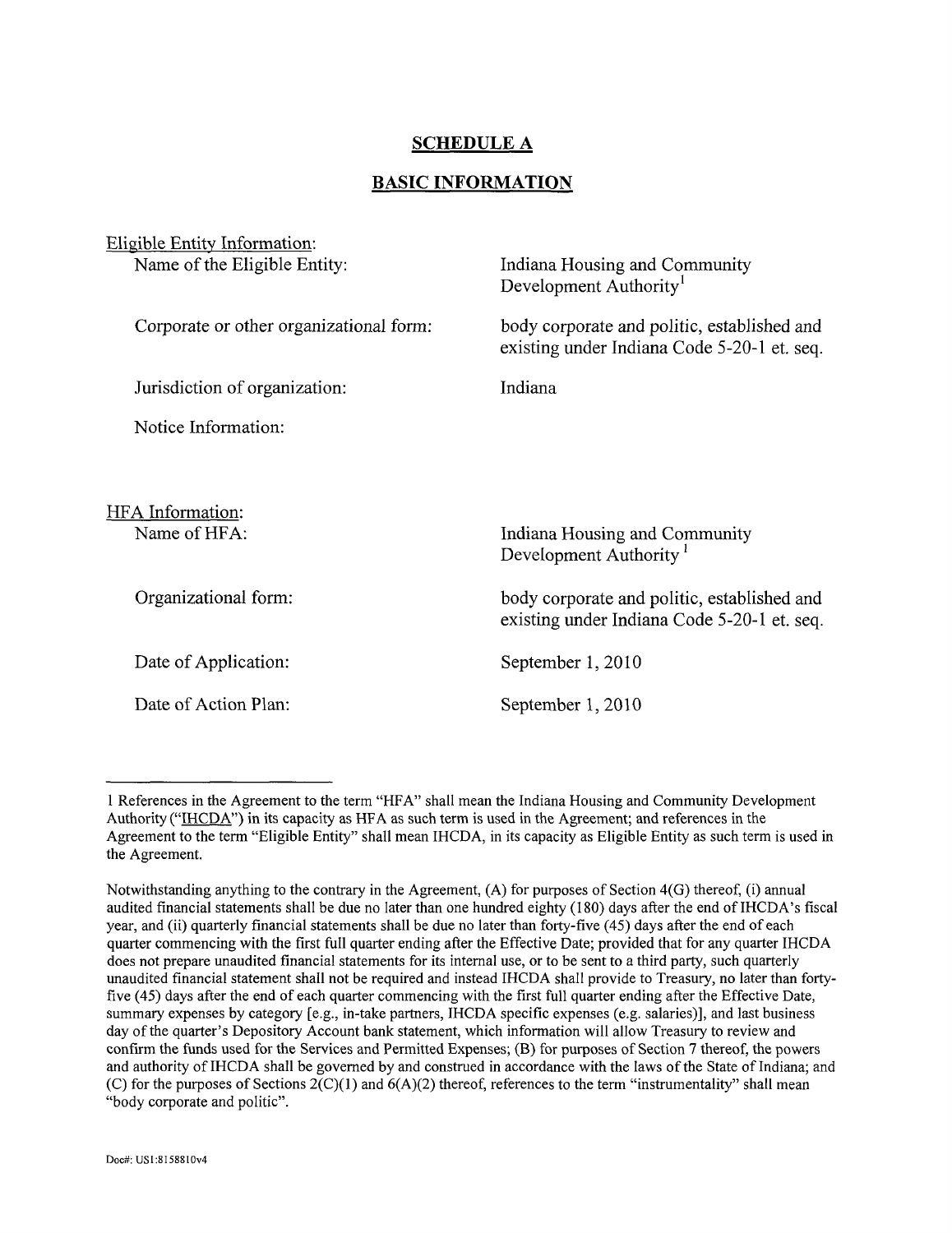## SCHEDULE A

## BASIC INFORMATION

Eligible Entity Information:

| | |
|---|---|
| Name of the Eligible Entity: | Indiana Housing and Community Development Authority[1] |
| Corporate or other organizational form: | body corporate and politic, established and existing under Indiana Code 5-20-1 et. seq. |
| Jurisdiction of organization: | Indiana |
| Notice Information: | |

HFA Information:

| | |
|---|---|
| Name of HFA: | Indiana Housing and Community Development Authority [1] |
| Organizational form: | body corporate and politic, established and existing under Indiana Code 5-20-1 et. seq. |
| Date of Application: | September 1, 2010 |
| Date of Action Plan: | September 1, 2010 |

---

1 References in the Agreement to the term "HFA" shall mean the Indiana Housing and Community Development Authority ("IHCDA") in its capacity as HFA as such term is used in the Agreement; and references in the Agreement to the term "Eligible Entity" shall mean IHCDA, in its capacity as Eligible Entity as such term is used in the Agreement.

Notwithstanding anything to the contrary in the Agreement, (A) for purposes of Section 4(G) thereof, (i) annual audited financial statements shall be due no later than one hundred eighty (180) days after the end of IHCDA's fiscal year, and (ii) quarterly financial statements shall be due no later than forty-five (45) days after the end of each quarter commencing with the first full quarter ending after the Effective Date; provided that for any quarter IHCDA does not prepare unaudited financial statements for its internal use, or to be sent to a third party, such quarterly unaudited financial statement shall not be required and instead IHCDA shall provide to Treasury, no later than forty-five (45) days after the end of each quarter commencing with the first full quarter ending after the Effective Date, summary expenses by category [e.g., in-take partners, IHCDA specific expenses (e.g. salaries)], and last business day of the quarter's Depository Account bank statement, which information will allow Treasury to review and confirm the funds used for the Services and Permitted Expenses; (B) for purposes of Section 7 thereof, the powers and authority of IHCDA shall be governed by and construed in accordance with the laws of the State of Indiana; and (C) for the purposes of Sections 2(C)(1) and 6(A)(2) thereof, references to the term "instrumentality" shall mean "body corporate and politic".

Doc#: US1:8158810v4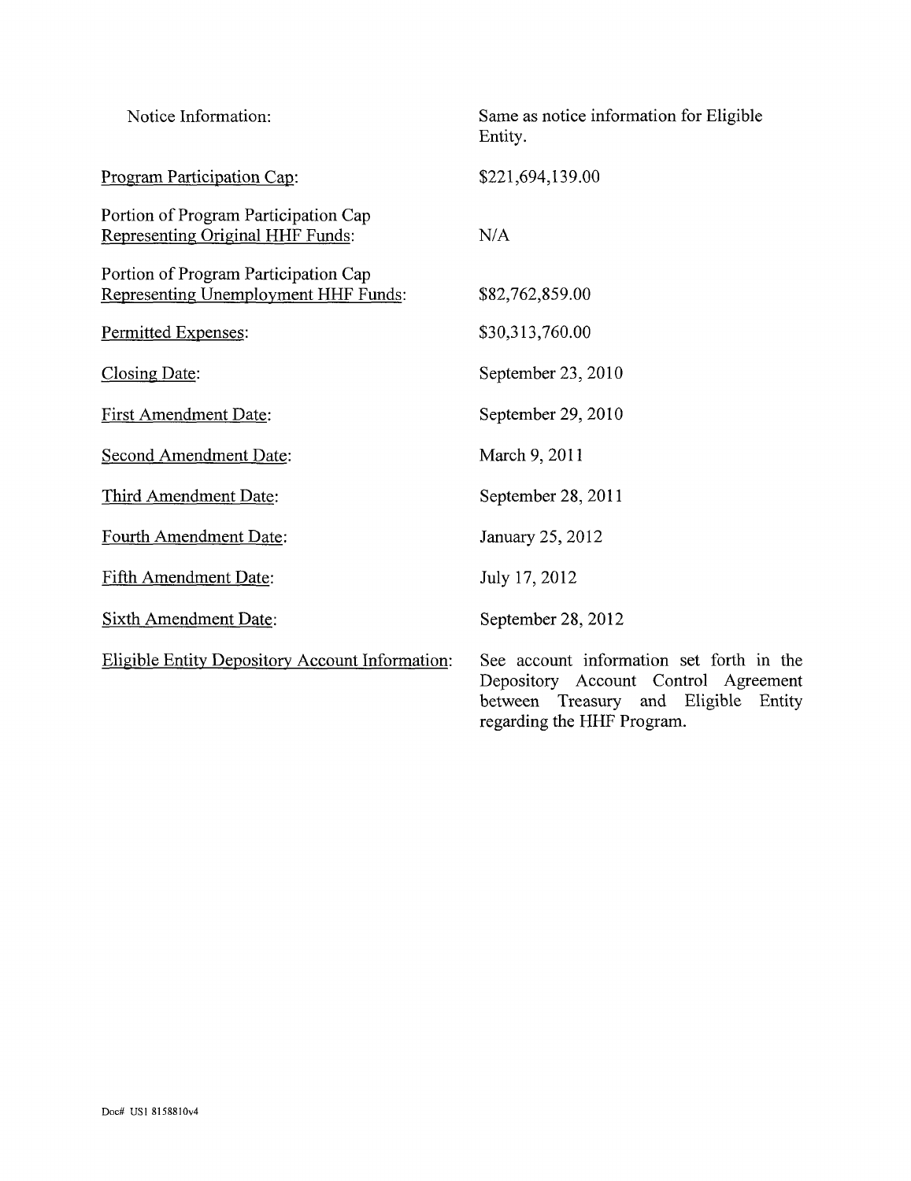| | |
|---|---|
| Notice Information: | Same as notice information for Eligible Entity. |
| Program Participation Cap: | $221,694,139.00 |
| Portion of Program Participation Cap Representing Original HHF Funds: | N/A |
| Portion of Program Participation Cap Representing Unemployment HHF Funds: | $82,762,859.00 |
| Permitted Expenses: | $30,313,760.00 |
| Closing Date: | September 23, 2010 |
| First Amendment Date: | September 29, 2010 |
| Second Amendment Date: | March 9, 2011 |
| Third Amendment Date: | September 28, 2011 |
| Fourth Amendment Date: | January 25, 2012 |
| Fifth Amendment Date: | July 17, 2012 |
| Sixth Amendment Date: | September 28, 2012 |
| Eligible Entity Depository Account Information: | See account information set forth in the Depository Account Control Agreement between Treasury and Eligible Entity regarding the HHF Program. |

Doc# US1 8158810v4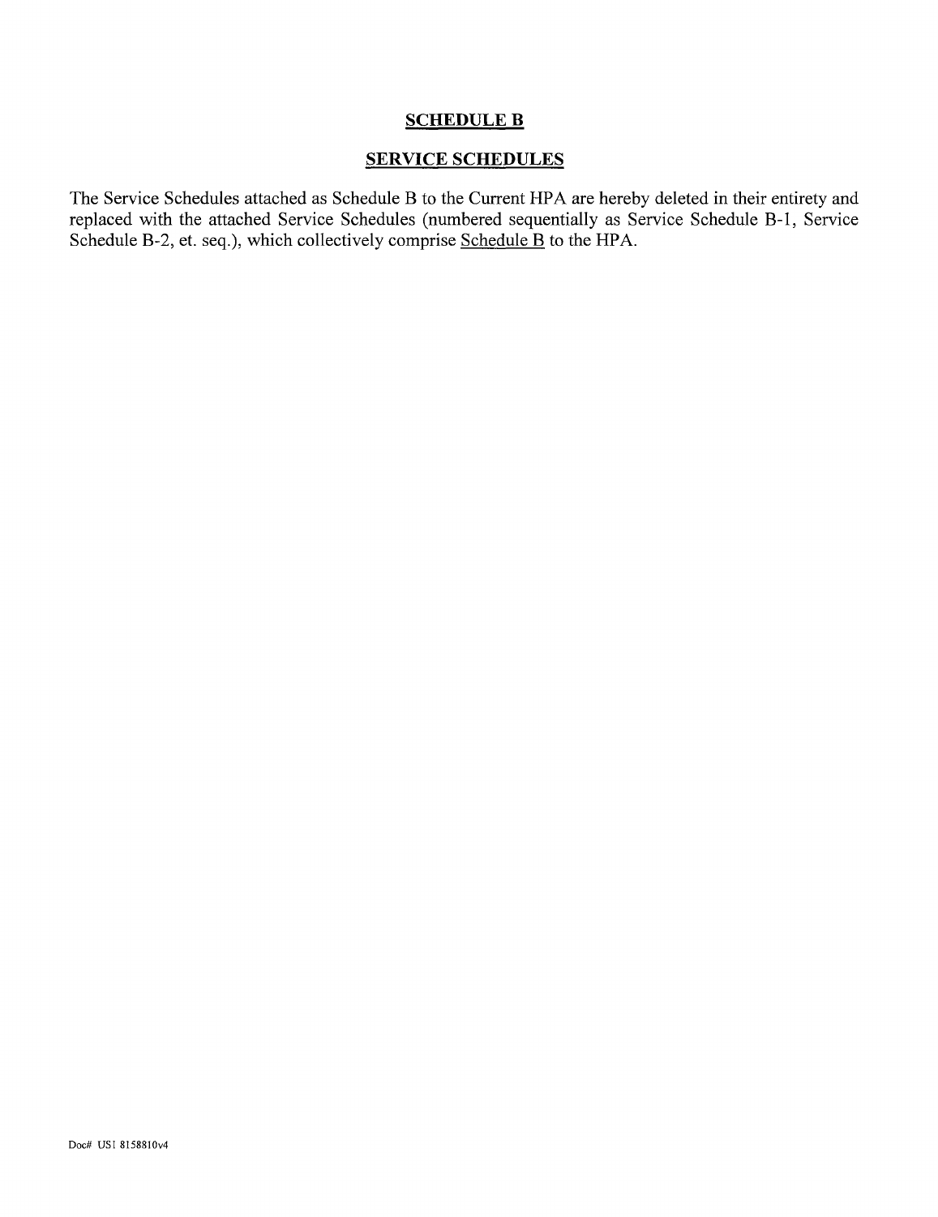# SCHEDULE B

## SERVICE SCHEDULES

The Service Schedules attached as Schedule B to the Current HPA are hereby deleted in their entirety and replaced with the attached Service Schedules (numbered sequentially as Service Schedule B-1, Service Schedule B-2, et. seq.), which collectively comprise Schedule B to the HPA.

Doc# US1 8158810v4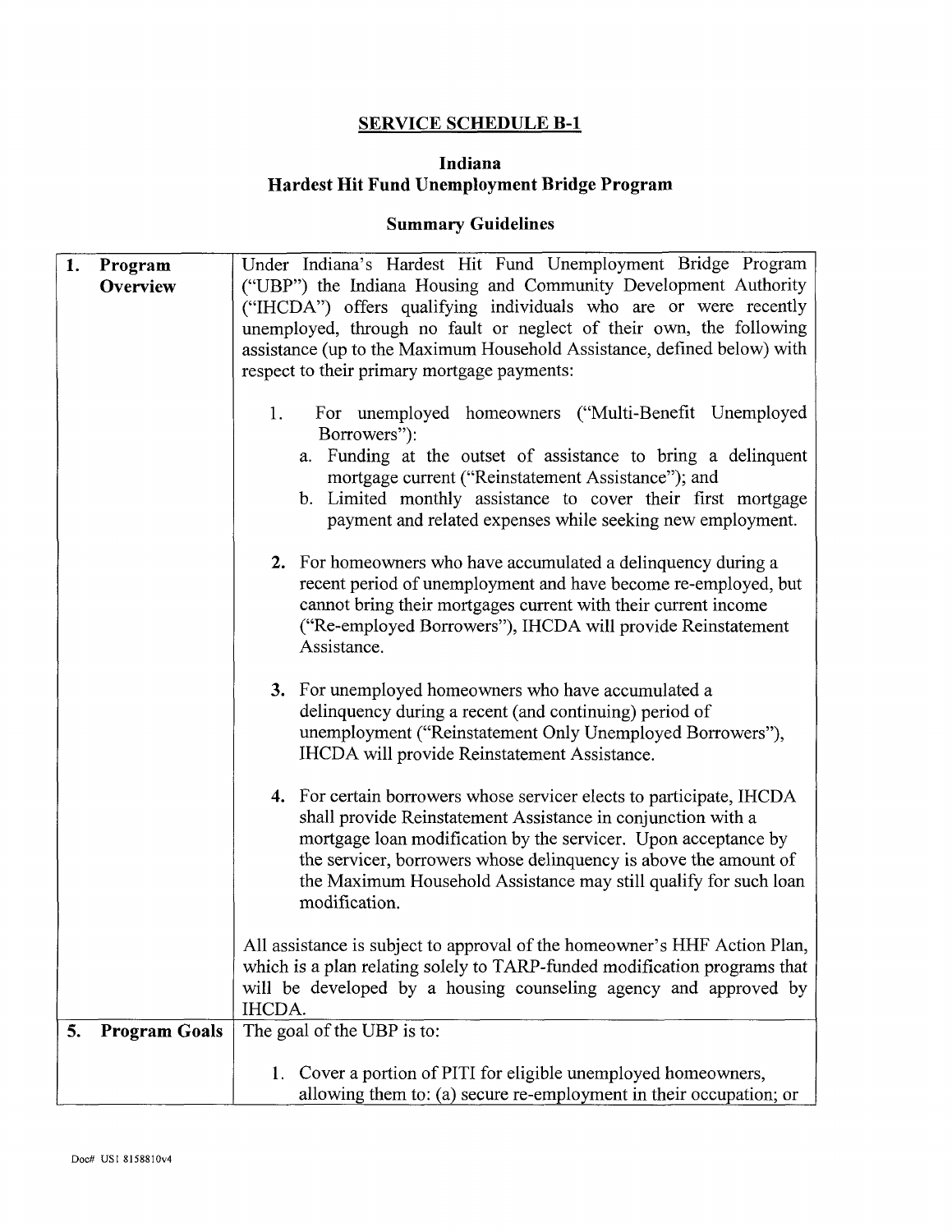## SERVICE SCHEDULE B-1

### Indiana
### Hardest Hit Fund Unemployment Bridge Program

### Summary Guidelines

| | |
|---|---|
| **1. Program Overview** | Under Indiana's Hardest Hit Fund Unemployment Bridge Program ("UBP") the Indiana Housing and Community Development Authority ("IHCDA") offers qualifying individuals who are or were recently unemployed, through no fault or neglect of their own, the following assistance (up to the Maximum Household Assistance, defined below) with respect to their primary mortgage payments:<br><br>1. For unemployed homeowners ("Multi-Benefit Unemployed Borrowers"):<br>a. Funding at the outset of assistance to bring a delinquent mortgage current ("Reinstatement Assistance"); and<br>b. Limited monthly assistance to cover their first mortgage payment and related expenses while seeking new employment.<br><br>**2.** For homeowners who have accumulated a delinquency during a recent period of unemployment and have become re-employed, but cannot bring their mortgages current with their current income ("Re-employed Borrowers"), IHCDA will provide Reinstatement Assistance.<br><br>**3.** For unemployed homeowners who have accumulated a delinquency during a recent (and continuing) period of unemployment ("Reinstatement Only Unemployed Borrowers"), IHCDA will provide Reinstatement Assistance.<br><br>**4.** For certain borrowers whose servicer elects to participate, IHCDA shall provide Reinstatement Assistance in conjunction with a mortgage loan modification by the servicer. Upon acceptance by the servicer, borrowers whose delinquency is above the amount of the Maximum Household Assistance may still qualify for such loan modification.<br><br>All assistance is subject to approval of the homeowner's HHF Action Plan, which is a plan relating solely to TARP-funded modification programs that will be developed by a housing counseling agency and approved by IHCDA. |
| **5. Program Goals** | The goal of the UBP is to:<br><br>1. Cover a portion of PITI for eligible unemployed homeowners, allowing them to: (a) secure re-employment in their occupation; or |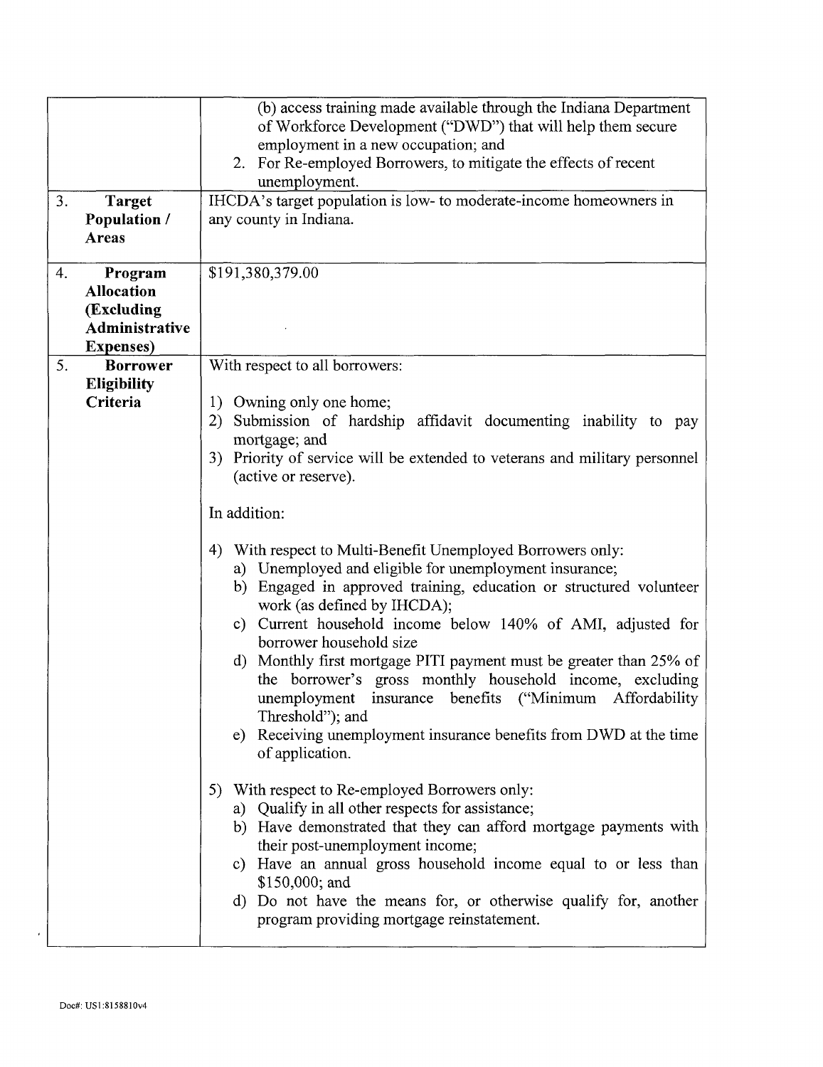| | |
|---|---|
| | (b) access training made available through the Indiana Department of Workforce Development ("DWD") that will help them secure employment in a new occupation; and<br>2. For Re-employed Borrowers, to mitigate the effects of recent unemployment. |
| 3. **Target Population / Areas** | IHCDA's target population is low- to moderate-income homeowners in any county in Indiana. |
| 4. **Program Allocation (Excluding Administrative Expenses)** | $191,380,379.00 |
| 5. **Borrower Eligibility Criteria** | With respect to all borrowers:<br><br>1) Owning only one home;<br>2) Submission of hardship affidavit documenting inability to pay mortgage; and<br>3) Priority of service will be extended to veterans and military personnel (active or reserve).<br><br>In addition:<br><br>4) With respect to Multi-Benefit Unemployed Borrowers only:<br>a) Unemployed and eligible for unemployment insurance;<br>b) Engaged in approved training, education or structured volunteer work (as defined by IHCDA);<br>c) Current household income below 140% of AMI, adjusted for borrower household size<br>d) Monthly first mortgage PITI payment must be greater than 25% of the borrower's gross monthly household income, excluding unemployment insurance benefits ("Minimum Affordability Threshold"); and<br>e) Receiving unemployment insurance benefits from DWD at the time of application.<br><br>5) With respect to Re-employed Borrowers only:<br>a) Qualify in all other respects for assistance;<br>b) Have demonstrated that they can afford mortgage payments with their post-unemployment income;<br>c) Have an annual gross household income equal to or less than $150,000; and<br>d) Do not have the means for, or otherwise qualify for, another program providing mortgage reinstatement. |

Doc#: US1:8158810v4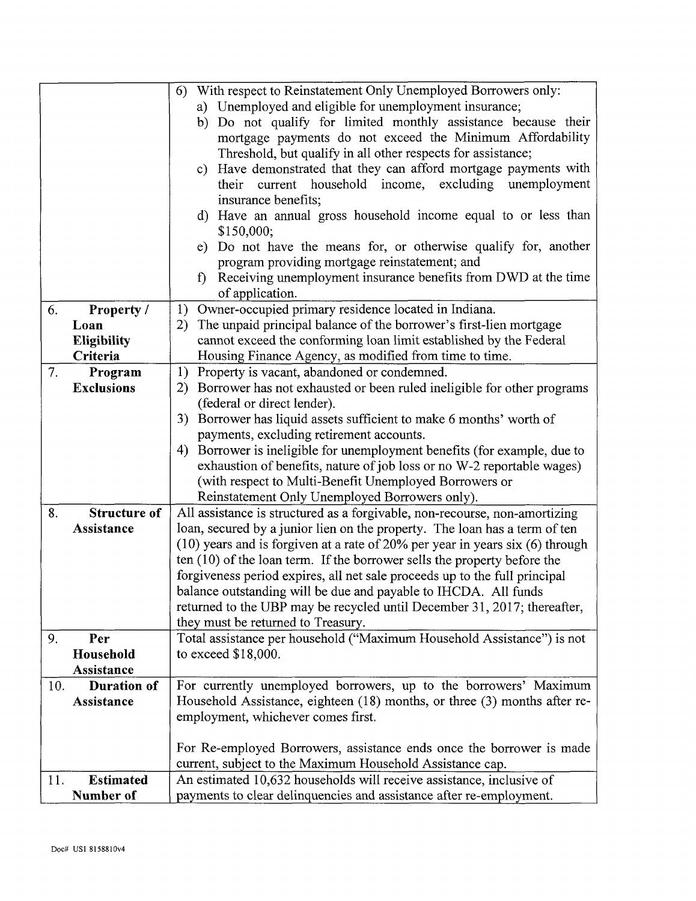| | |
|---|---|
| | 6) With respect to Reinstatement Only Unemployed Borrowers only:<br>a) Unemployed and eligible for unemployment insurance;<br>b) Do not qualify for limited monthly assistance because their mortgage payments do not exceed the Minimum Affordability Threshold, but qualify in all other respects for assistance;<br>c) Have demonstrated that they can afford mortgage payments with their current household income, excluding unemployment insurance benefits;<br>d) Have an annual gross household income equal to or less than $150,000;<br>e) Do not have the means for, or otherwise qualify for, another program providing mortgage reinstatement; and<br>f) Receiving unemployment insurance benefits from DWD at the time of application. |
| 6. **Property / Loan Eligibility Criteria** | 1) Owner-occupied primary residence located in Indiana.<br>2) The unpaid principal balance of the borrower's first-lien mortgage cannot exceed the conforming loan limit established by the Federal Housing Finance Agency, as modified from time to time. |
| 7. **Program Exclusions** | 1) Property is vacant, abandoned or condemned.<br>2) Borrower has not exhausted or been ruled ineligible for other programs (federal or direct lender).<br>3) Borrower has liquid assets sufficient to make 6 months' worth of payments, excluding retirement accounts.<br>4) Borrower is ineligible for unemployment benefits (for example, due to exhaustion of benefits, nature of job loss or no W-2 reportable wages) (with respect to Multi-Benefit Unemployed Borrowers or Reinstatement Only Unemployed Borrowers only). |
| 8. **Structure of Assistance** | All assistance is structured as a forgivable, non-recourse, non-amortizing loan, secured by a junior lien on the property. The loan has a term of ten (10) years and is forgiven at a rate of 20% per year in years six (6) through ten (10) of the loan term. If the borrower sells the property before the forgiveness period expires, all net sale proceeds up to the full principal balance outstanding will be due and payable to IHCDA. All funds returned to the UBP may be recycled until December 31, 2017; thereafter, they must be returned to Treasury. |
| 9. **Per Household Assistance** | Total assistance per household ("Maximum Household Assistance") is not to exceed $18,000. |
| 10. **Duration of Assistance** | For currently unemployed borrowers, up to the borrowers' Maximum Household Assistance, eighteen (18) months, or three (3) months after re-employment, whichever comes first.<br><br>For Re-employed Borrowers, assistance ends once the borrower is made current, subject to the Maximum Household Assistance cap. |
| 11. **Estimated Number of** | An estimated 10,632 households will receive assistance, inclusive of payments to clear delinquencies and assistance after re-employment. |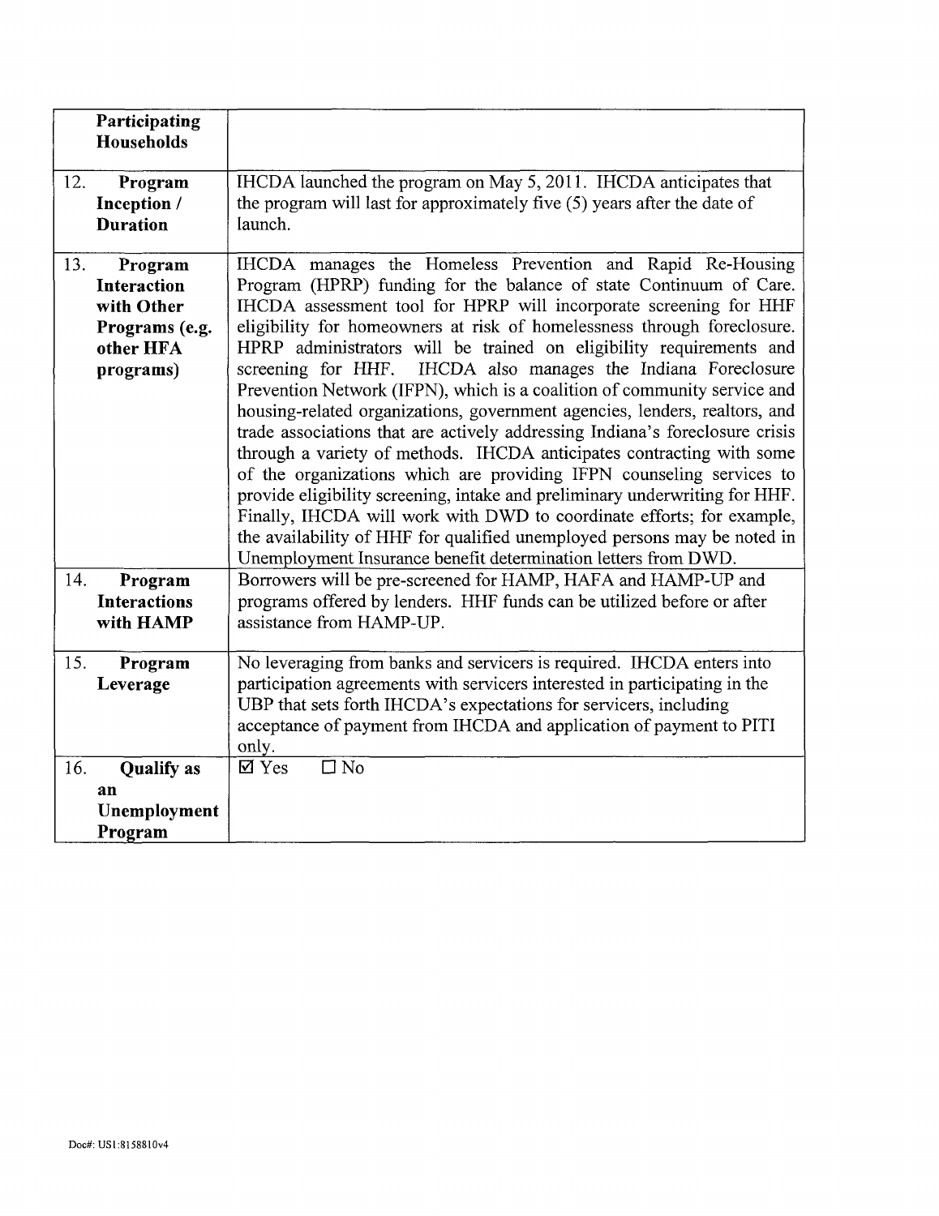| | |
|---|---|
| **Participating Households** | |
| 12. **Program Inception / Duration** | IHCDA launched the program on May 5, 2011. IHCDA anticipates that the program will last for approximately five (5) years after the date of launch. |
| 13. **Program Interaction with Other Programs (e.g. other HFA programs)** | IHCDA manages the Homeless Prevention and Rapid Re-Housing Program (HPRP) funding for the balance of state Continuum of Care. IHCDA assessment tool for HPRP will incorporate screening for HHF eligibility for homeowners at risk of homelessness through foreclosure. HPRP administrators will be trained on eligibility requirements and screening for HHF. IHCDA also manages the Indiana Foreclosure Prevention Network (IFPN), which is a coalition of community service and housing-related organizations, government agencies, lenders, realtors, and trade associations that are actively addressing Indiana's foreclosure crisis through a variety of methods. IHCDA anticipates contracting with some of the organizations which are providing IFPN counseling services to provide eligibility screening, intake and preliminary underwriting for HHF. Finally, IHCDA will work with DWD to coordinate efforts; for example, the availability of HHF for qualified unemployed persons may be noted in Unemployment Insurance benefit determination letters from DWD. |
| 14. **Program Interactions with HAMP** | Borrowers will be pre-screened for HAMP, HAFA and HAMP-UP and programs offered by lenders. HHF funds can be utilized before or after assistance from HAMP-UP. |
| 15. **Program Leverage** | No leveraging from banks and servicers is required. IHCDA enters into participation agreements with servicers interested in participating in the UBP that sets forth IHCDA's expectations for servicers, including acceptance of payment from IHCDA and application of payment to PITI only. |
| 16. **Qualify as an Unemployment Program** | ☑ Yes ☐ No |

Doc#: US1:8158810v4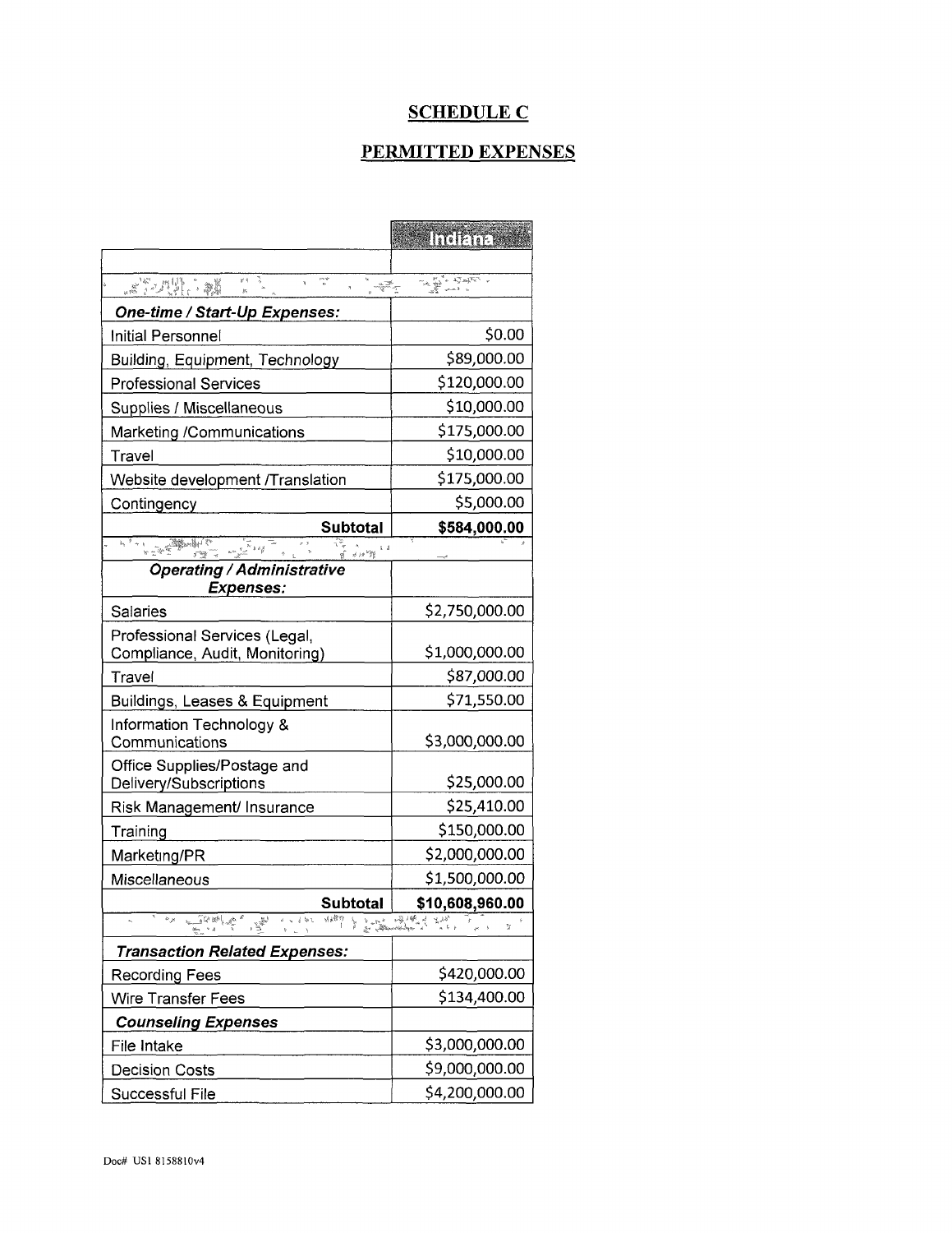# SCHEDULE C

## PERMITTED EXPENSES

| | Indiana |
|---|---|
| | |
| ***One-time / Start-Up Expenses:*** | |
| Initial Personnel | $0.00 |
| Building, Equipment, Technology | $89,000.00 |
| Professional Services | $120,000.00 |
| Supplies / Miscellaneous | $10,000.00 |
| Marketing /Communications | $175,000.00 |
| Travel | $10,000.00 |
| Website development /Translation | $175,000.00 |
| Contingency | $5,000.00 |
| **Subtotal** | **$584,000.00** |
| | |
| ***Operating / Administrative Expenses:*** | |
| Salaries | $2,750,000.00 |
| Professional Services (Legal, Compliance, Audit, Monitoring) | $1,000,000.00 |
| Travel | $87,000.00 |
| Buildings, Leases & Equipment | $71,550.00 |
| Information Technology & Communications | $3,000,000.00 |
| Office Supplies/Postage and Delivery/Subscriptions | $25,000.00 |
| Risk Management/ Insurance | $25,410.00 |
| Training | $150,000.00 |
| Marketing/PR | $2,000,000.00 |
| Miscellaneous | $1,500,000.00 |
| **Subtotal** | **$10,608,960.00** |
| | |
| ***Transaction Related Expenses:*** | |
| Recording Fees | $420,000.00 |
| Wire Transfer Fees | $134,400.00 |
| ***Counseling Expenses*** | |
| File Intake | $3,000,000.00 |
| Decision Costs | $9,000,000.00 |
| Successful File | $4,200,000.00 |

Doc# US1 8158810v4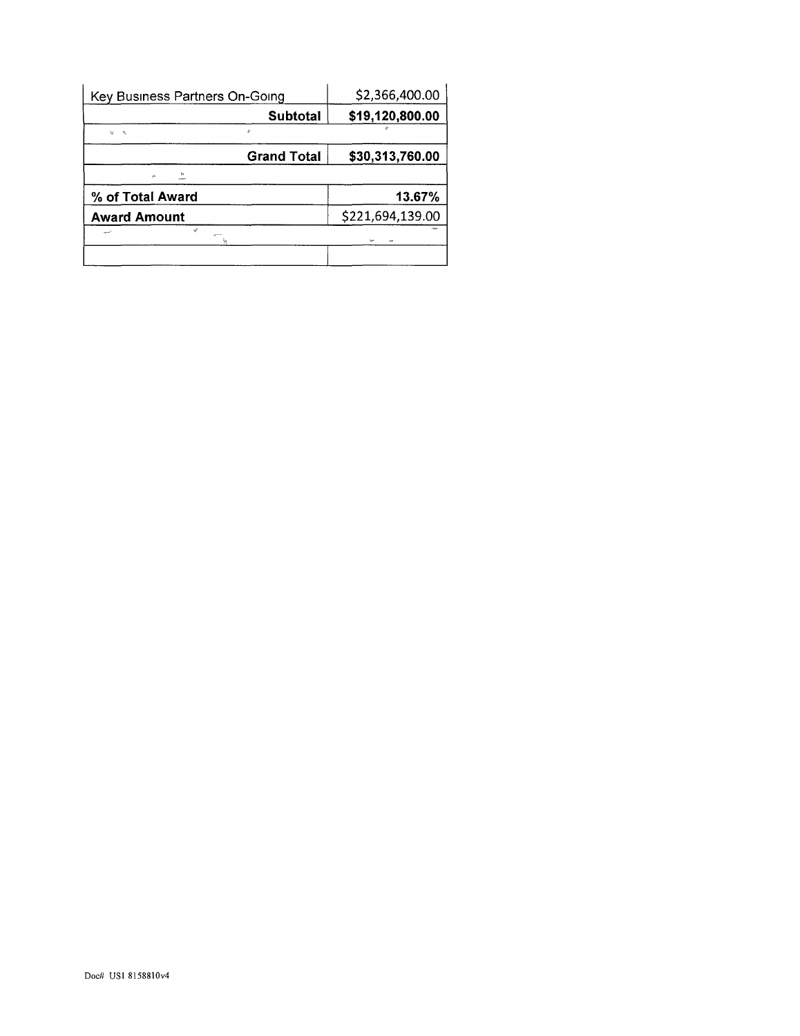| | |
|---|---|
| Key Business Partners On-Going | $2,366,400.00 |
| **Subtotal** | **$19,120,800.00** |
| | |
| **Grand Total** | **$30,313,760.00** |
| | |
| **% of Total Award** | **13.67%** |
| **Award Amount** | $221,694,139.00 |
| | |
| | |